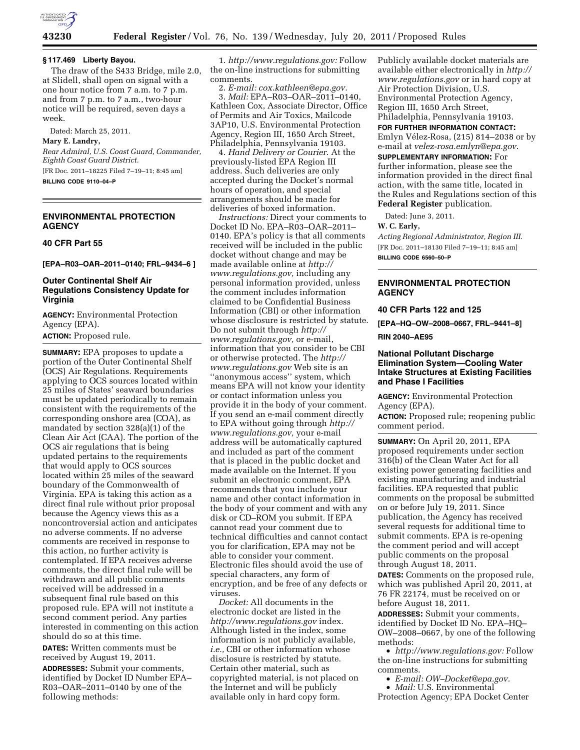### § 117.469 Liberty Bayou.

The draw of the S433 Bridge, mile 2.0, at Slidell, shall open on signal with a one hour notice from 7 a.m. to 7 p.m. and from 7 p.m. to 7 a.m., two-hour notice will be required, seven days a week.

Dated: March 25, 2011.

**Mary E. Landry,**

*Rear Admiral, U.S. Coast Guard, Commander, Eighth Coast Guard District.*

[FR Doc. 2011–18225 Filed 7–19–11; 8:45 am]

**BILLING CODE 9110–04–P**

---

## ENVIRONMENTAL PROTECTION AGENCY

### 40 CFR Part 55

**[EPA–R03–OAR–2011–0140; FRL–9434–6 ]**

### Outer Continental Shelf Air Regulations Consistency Update for Virginia

**AGENCY:** Environmental Protection Agency (EPA).

**ACTION:** Proposed rule.

**SUMMARY:** EPA proposes to update a portion of the Outer Continental Shelf (OCS) Air Regulations. Requirements applying to OCS sources located within 25 miles of States' seaward boundaries must be updated periodically to remain consistent with the requirements of the corresponding onshore area (COA), as mandated by section 328(a)(1) of the Clean Air Act (CAA). The portion of the OCS air regulations that is being updated pertains to the requirements that would apply to OCS sources located within 25 miles of the seaward boundary of the Commonwealth of Virginia. EPA is taking this action as a direct final rule without prior proposal because the Agency views this as a noncontroversial action and anticipates no adverse comments. If no adverse comments are received in response to this action, no further activity is contemplated. If EPA receives adverse comments, the direct final rule will be withdrawn and all public comments received will be addressed in a subsequent final rule based on this proposed rule. EPA will not institute a second comment period. Any parties interested in commenting on this action should do so at this time.

**DATES:** Written comments must be received by August 19, 2011.

**ADDRESSES:** Submit your comments, identified by Docket ID Number EPA–R03–OAR–2011–0140 by one of the following methods:

1. *http://www.regulations.gov:* Follow the on-line instructions for submitting comments.

2. *E-mail: cox.kathleen@epa.gov.*

3. *Mail:* EPA–R03–OAR–2011–0140, Kathleen Cox, Associate Director, Office of Permits and Air Toxics, Mailcode 3AP10, U.S. Environmental Protection Agency, Region III, 1650 Arch Street, Philadelphia, Pennsylvania 19103.

4. *Hand Delivery or Courier.* At the previously-listed EPA Region III address. Such deliveries are only accepted during the Docket's normal hours of operation, and special arrangements should be made for deliveries of boxed information.

*Instructions:* Direct your comments to Docket ID No. EPA–R03–OAR–2011–0140. EPA's policy is that all comments received will be included in the public docket without change and may be made available online at *http://www.regulations.gov,* including any personal information provided, unless the comment includes information claimed to be Confidential Business Information (CBI) or other information whose disclosure is restricted by statute. Do not submit through *http://www.regulations.gov,* or e-mail, information that you consider to be CBI or otherwise protected. The *http://www.regulations.gov* Web site is an ''anonymous access'' system, which means EPA will not know your identity or contact information unless you provide it in the body of your comment. If you send an e-mail comment directly to EPA without going through *http://www.regulations.gov,* your e-mail address will be automatically captured and included as part of the comment that is placed in the public docket and made available on the Internet. If you submit an electronic comment, EPA recommends that you include your name and other contact information in the body of your comment and with any disk or CD–ROM you submit. If EPA cannot read your comment due to technical difficulties and cannot contact you for clarification, EPA may not be able to consider your comment. Electronic files should avoid the use of special characters, any form of encryption, and be free of any defects or viruses.

*Docket:* All documents in the electronic docket are listed in the *http://www.regulations.gov* index. Although listed in the index, some information is not publicly available, *i.e.,* CBI or other information whose disclosure is restricted by statute. Certain other material, such as copyrighted material, is not placed on the Internet and will be publicly available only in hard copy form. Publicly available docket materials are available either electronically in *http://www.regulations.gov* or in hard copy at Air Protection Division, U.S. Environmental Protection Agency, Region III, 1650 Arch Street, Philadelphia, Pennsylvania 19103.

**FOR FURTHER INFORMATION CONTACT:** Emlyn Vélez-Rosa, (215) 814–2038 or by e-mail at *velez-rosa.emlyn@epa.gov.*

**SUPPLEMENTARY INFORMATION:** For further information, please see the information provided in the direct final action, with the same title, located in the Rules and Regulations section of this **Federal Register** publication.

Dated: June 3, 2011.

**W. C. Early,**

*Acting Regional Administrator, Region III.*

[FR Doc. 2011–18130 Filed 7–19–11; 8:45 am]

**BILLING CODE 6560–50–P**

---

## ENVIRONMENTAL PROTECTION AGENCY

### 40 CFR Parts 122 and 125

**[EPA–HQ–OW–2008–0667, FRL–9441–8]**

**RIN 2040–AE95**

### National Pollutant Discharge Elimination System—Cooling Water Intake Structures at Existing Facilities and Phase I Facilities

**AGENCY:** Environmental Protection Agency (EPA).

**ACTION:** Proposed rule; reopening public comment period.

**SUMMARY:** On April 20, 2011, EPA proposed requirements under section 316(b) of the Clean Water Act for all existing power generating facilities and existing manufacturing and industrial facilities. EPA requested that public comments on the proposal be submitted on or before July 19, 2011. Since publication, the Agency has received several requests for additional time to submit comments. EPA is re-opening the comment period and will accept public comments on the proposal through August 18, 2011.

**DATES:** Comments on the proposed rule, which was published April 20, 2011, at 76 FR 22174, must be received on or before August 18, 2011.

**ADDRESSES:** Submit your comments, identified by Docket ID No. EPA–HQ–OW–2008–0667, by one of the following methods:

- *http://www.regulations.gov:* Follow the on-line instructions for submitting comments.
- *E-mail: OW–Docket@epa.gov.*
- *Mail:* U.S. Environmental Protection Agency; EPA Docket Center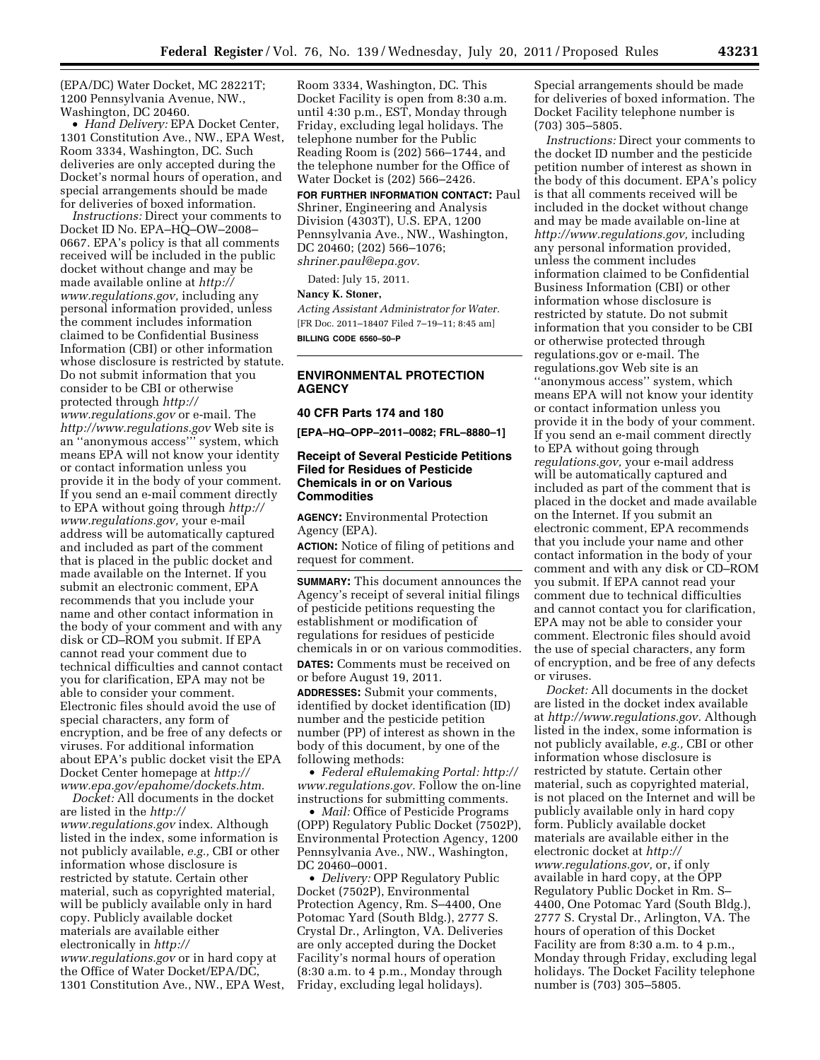(EPA/DC) Water Docket, MC 28221T; 1200 Pennsylvania Avenue, NW., Washington, DC 20460.

- *Hand Delivery:* EPA Docket Center, 1301 Constitution Ave., NW., EPA West, Room 3334, Washington, DC. Such deliveries are only accepted during the Docket's normal hours of operation, and special arrangements should be made for deliveries of boxed information.

*Instructions:* Direct your comments to Docket ID No. EPA–HQ–OW–2008–0667. EPA's policy is that all comments received will be included in the public docket without change and may be made available online at *http://www.regulations.gov,* including any personal information provided, unless the comment includes information claimed to be Confidential Business Information (CBI) or other information whose disclosure is restricted by statute. Do not submit information that you consider to be CBI or otherwise protected through *http://www.regulations.gov* or e-mail. The *http://www.regulations.gov* Web site is an ''anonymous access''' system, which means EPA will not know your identity or contact information unless you provide it in the body of your comment. If you send an e-mail comment directly to EPA without going through *http://www.regulations.gov,* your e-mail address will be automatically captured and included as part of the comment that is placed in the public docket and made available on the Internet. If you submit an electronic comment, EPA recommends that you include your name and other contact information in the body of your comment and with any disk or CD–ROM you submit. If EPA cannot read your comment due to technical difficulties and cannot contact you for clarification, EPA may not be able to consider your comment. Electronic files should avoid the use of special characters, any form of encryption, and be free of any defects or viruses. For additional information about EPA's public docket visit the EPA Docket Center homepage at *http://www.epa.gov/epahome/dockets.htm.*

*Docket:* All documents in the docket are listed in the *http://www.regulations.gov* index. Although listed in the index, some information is not publicly available, *e.g.,* CBI or other information whose disclosure is restricted by statute. Certain other material, such as copyrighted material, will be publicly available only in hard copy. Publicly available docket materials are available either electronically in *http://www.regulations.gov* or in hard copy at the Office of Water Docket/EPA/DC, 1301 Constitution Ave., NW., EPA West, Room 3334, Washington, DC. This Docket Facility is open from 8:30 a.m. until 4:30 p.m., EST, Monday through Friday, excluding legal holidays. The telephone number for the Public Reading Room is (202) 566–1744, and the telephone number for the Office of Water Docket is (202) 566–2426.

**FOR FURTHER INFORMATION CONTACT:** Paul Shriner, Engineering and Analysis Division (4303T), U.S. EPA, 1200 Pennsylvania Ave., NW., Washington, DC 20460; (202) 566–1076; *shriner.paul@epa.gov.*

Dated: July 15, 2011.

**Nancy K. Stoner,**

*Acting Assistant Administrator for Water.*

[FR Doc. 2011–18407 Filed 7–19–11; 8:45 am]

**BILLING CODE 6560–50–P**

---

## ENVIRONMENTAL PROTECTION AGENCY

### 40 CFR Parts 174 and 180

**[EPA–HQ–OPP–2011–0082; FRL–8880–1]**

### Receipt of Several Pesticide Petitions Filed for Residues of Pesticide Chemicals in or on Various Commodities

**AGENCY:** Environmental Protection Agency (EPA).

**ACTION:** Notice of filing of petitions and request for comment.

**SUMMARY:** This document announces the Agency's receipt of several initial filings of pesticide petitions requesting the establishment or modification of regulations for residues of pesticide chemicals in or on various commodities.

**DATES:** Comments must be received on or before August 19, 2011.

**ADDRESSES:** Submit your comments, identified by docket identification (ID) number and the pesticide petition number (PP) of interest as shown in the body of this document, by one of the following methods:

- *Federal eRulemaking Portal: http://www.regulations.gov.* Follow the on-line instructions for submitting comments.
- *Mail:* Office of Pesticide Programs (OPP) Regulatory Public Docket (7502P), Environmental Protection Agency, 1200 Pennsylvania Ave., NW., Washington, DC 20460–0001.
- *Delivery:* OPP Regulatory Public Docket (7502P), Environmental Protection Agency, Rm. S–4400, One Potomac Yard (South Bldg.), 2777 S. Crystal Dr., Arlington, VA. Deliveries are only accepted during the Docket Facility's normal hours of operation (8:30 a.m. to 4 p.m., Monday through Friday, excluding legal holidays). Special arrangements should be made for deliveries of boxed information. The Docket Facility telephone number is (703) 305–5805.

*Instructions:* Direct your comments to the docket ID number and the pesticide petition number of interest as shown in the body of this document. EPA's policy is that all comments received will be included in the docket without change and may be made available on-line at *http://www.regulations.gov,* including any personal information provided, unless the comment includes information claimed to be Confidential Business Information (CBI) or other information whose disclosure is restricted by statute. Do not submit information that you consider to be CBI or otherwise protected through regulations.gov or e-mail. The regulations.gov Web site is an ''anonymous access'' system, which means EPA will not know your identity or contact information unless you provide it in the body of your comment. If you send an e-mail comment directly to EPA without going through *regulations.gov,* your e-mail address will be automatically captured and included as part of the comment that is placed in the docket and made available on the Internet. If you submit an electronic comment, EPA recommends that you include your name and other contact information in the body of your comment and with any disk or CD–ROM you submit. If EPA cannot read your comment due to technical difficulties and cannot contact you for clarification, EPA may not be able to consider your comment. Electronic files should avoid the use of special characters, any form of encryption, and be free of any defects or viruses.

*Docket:* All documents in the docket are listed in the docket index available at *http://www.regulations.gov.* Although listed in the index, some information is not publicly available, *e.g.,* CBI or other information whose disclosure is restricted by statute. Certain other material, such as copyrighted material, is not placed on the Internet and will be publicly available only in hard copy form. Publicly available docket materials are available either in the electronic docket at *http://www.regulations.gov,* or, if only available in hard copy, at the OPP Regulatory Public Docket in Rm. S–4400, One Potomac Yard (South Bldg.), 2777 S. Crystal Dr., Arlington, VA. The hours of operation of this Docket Facility are from 8:30 a.m. to 4 p.m., Monday through Friday, excluding legal holidays. The Docket Facility telephone number is (703) 305–5805.